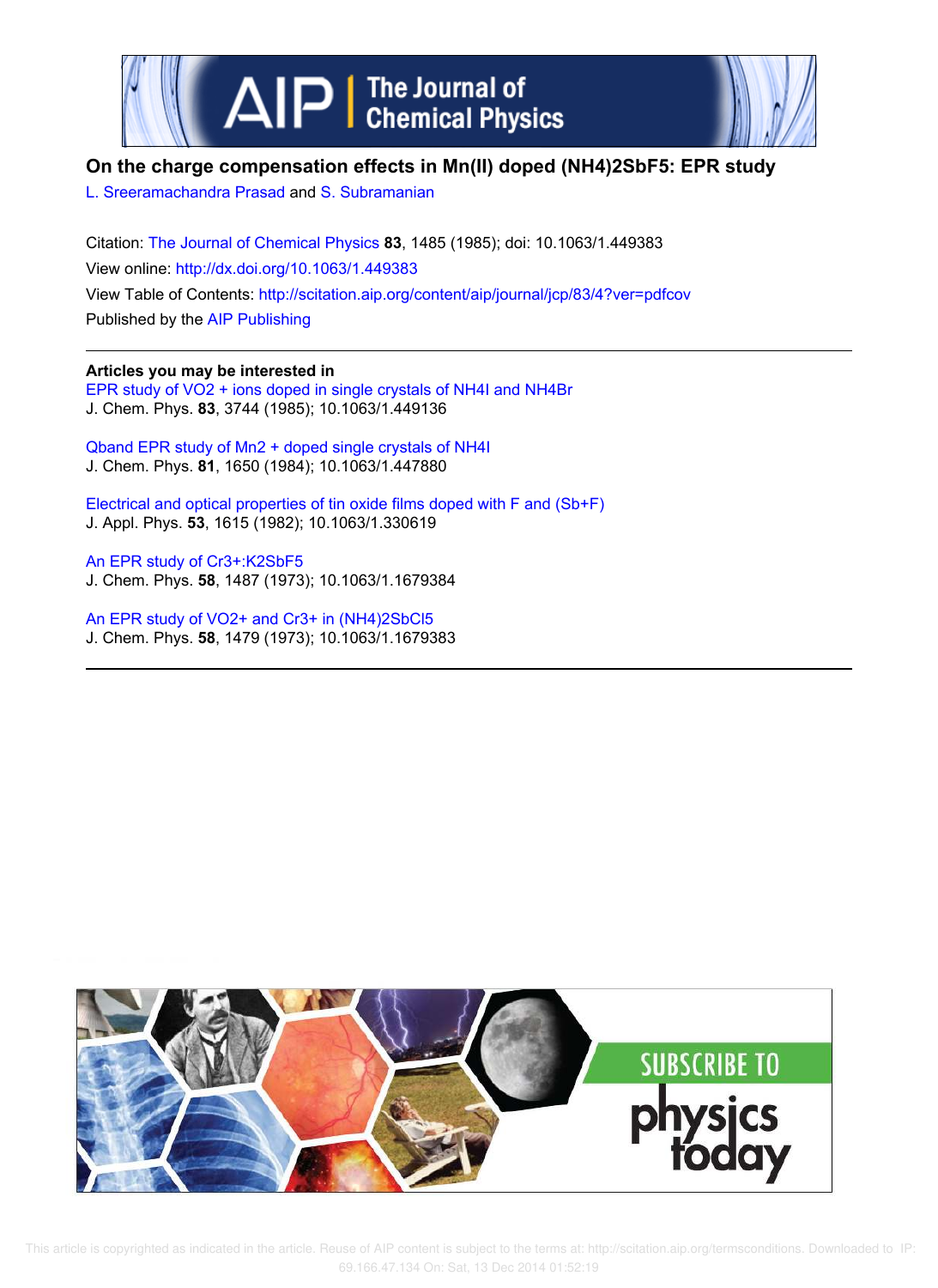# On the charge compensation effects in Mn(II) doped (NH4)2SbF5: EPR study

L. Sreeramachandra Prasad and S. Subramanian

Citation: The Journal of Chemical Physics **83**, 1485 (1985); doi: 10.1063/1.449383

View online: http://dx.doi.org/10.1063/1.449383

View Table of Contents: http://scitation.aip.org/content/aip/journal/jcp/83/4?ver=pdfcov

Published by the AIP Publishing

---

**Articles you may be interested in**

EPR study of VO2 + ions doped in single crystals of NH4I and NH4Br
J. Chem. Phys. **83**, 3744 (1985); 10.1063/1.449136

Qband EPR study of Mn2 + doped single crystals of NH4I
J. Chem. Phys. **81**, 1650 (1984); 10.1063/1.447880

Electrical and optical properties of tin oxide films doped with F and (Sb+F)
J. Appl. Phys. **53**, 1615 (1982); 10.1063/1.330619

An EPR study of Cr3+:K2SbF5
J. Chem. Phys. **58**, 1487 (1973); 10.1063/1.1679384

An EPR study of VO2+ and Cr3+ in (NH4)2SbCl5
J. Chem. Phys. **58**, 1479 (1973); 10.1063/1.1679383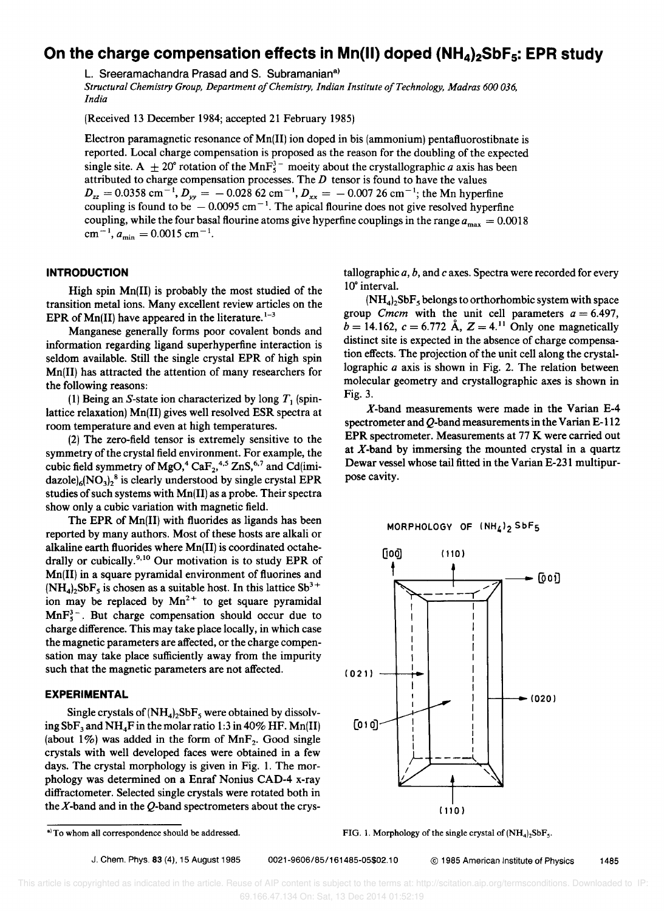# On the charge compensation effects in Mn(II) doped $(NH_4)_2SbF_5$: EPR study

L. Sreeramachandra Prasad and S. Subramanian[a)]

*Structural Chemistry Group, Department of Chemistry, Indian Institute of Technology, Madras 600 036, India*

(Received 13 December 1984; accepted 21 February 1985)

Electron paramagnetic resonance of Mn(II) ion doped in bis (ammonium) pentafluorostibnate is reported. Local charge compensation is proposed as the reason for the doubling of the expected single site. A $\pm 20°$ rotation of the $MnF_5^{3-}$ moeity about the crystallographic $a$ axis has been attributed to charge compensation processes. The $D$ tensor is found to have the values $D_{zz} = 0.0358\ \text{cm}^{-1}$, $D_{yy} = -0.028\ 62\ \text{cm}^{-1}$, $D_{xx} = -0.007\ 26\ \text{cm}^{-1}$; the Mn hyperfine coupling is found to be $-0.0095\ \text{cm}^{-1}$. The apical flourine does not give resolved hyperfine coupling, while the four basal flourine atoms give hyperfine couplings in the range $a_{max} = 0.0018\ \text{cm}^{-1}$, $a_{min} = 0.0015\ \text{cm}^{-1}$.

## INTRODUCTION

High spin Mn(II) is probably the most studied of the transition metal ions. Many excellent review articles on the EPR of Mn(II) have appeared in the literature.[1–3]

Manganese generally forms poor covalent bonds and information regarding ligand superhyperfine interaction is seldom available. Still the single crystal EPR of high spin Mn(II) has attracted the attention of many researchers for the following reasons:

(1) Being an $S$-state ion characterized by long $T_1$ (spin-lattice relaxation) Mn(II) gives well resolved ESR spectra at room temperature and even at high temperatures.

(2) The zero-field tensor is extremely sensitive to the symmetry of the crystal field environment. For example, the cubic field symmetry of MgO,[4] $CaF_2$,[4,5] ZnS,[6,7] and $Cd(imidazole)_6(NO_3)_2$[8] is clearly understood by single crystal EPR studies of such systems with Mn(II) as a probe. Their spectra show only a cubic variation with magnetic field.

The EPR of Mn(II) with fluorides as ligands has been reported by many authors. Most of these hosts are alkali or alkaline earth fluorides where Mn(II) is coordinated octahedrally or cubically.[9,10] Our motivation is to study EPR of Mn(II) in a square pyramidal environment of fluorines and $(NH_4)_2SbF_5$ is chosen as a suitable host. In this lattice $Sb^{3+}$ ion may be replaced by $Mn^{2+}$ to get square pyramidal $MnF_5^{3-}$. But charge compensation should occur due to charge difference. This may take place locally, in which case the magnetic parameters are affected, or the charge compensation may take place sufficiently away from the impurity such that the magnetic parameters are not affected.

## EXPERIMENTAL

Single crystals of $(NH_4)_2SbF_5$ were obtained by dissolving $SbF_3$ and $NH_4F$ in the molar ratio 1:3 in 40% HF. Mn(II) (about 1%) was added in the form of $MnF_2$. Good single crystals with well developed faces were obtained in a few days. The crystal morphology is given in Fig. 1. The morphology was determined on a Enraf Nonius CAD-4 x-ray diffractometer. Selected single crystals were rotated both in the $X$-band and in the $Q$-band spectrometers about the crystallographic $a$, $b$, and $c$ axes. Spectra were recorded for every 10° interval.

$(NH_4)_2SbF_5$ belongs to orthorhombic system with space group $Cmcm$ with the unit cell parameters $a = 6.497$, $b = 14.162$, $c = 6.772$ Å, $Z = 4$.[11] Only one magnetically distinct site is expected in the absence of charge compensation effects. The projection of the unit cell along the crystallographic $a$ axis is shown in Fig. 2. The relation between molecular geometry and crystallographic axes is shown in Fig. 3.

$X$-band measurements were made in the Varian E-4 spectrometer and $Q$-band measurements in the Varian E-112 EPR spectrometer. Measurements at 77 K were carried out at $X$-band by immersing the mounted crystal in a quartz Dewar vessel whose tail fitted in the Varian E-231 multipurpose cavity.

FIG. 1. Morphology of the single crystal of $(NH_4)_2SbF_5$.

a) To whom all correspondence should be addressed.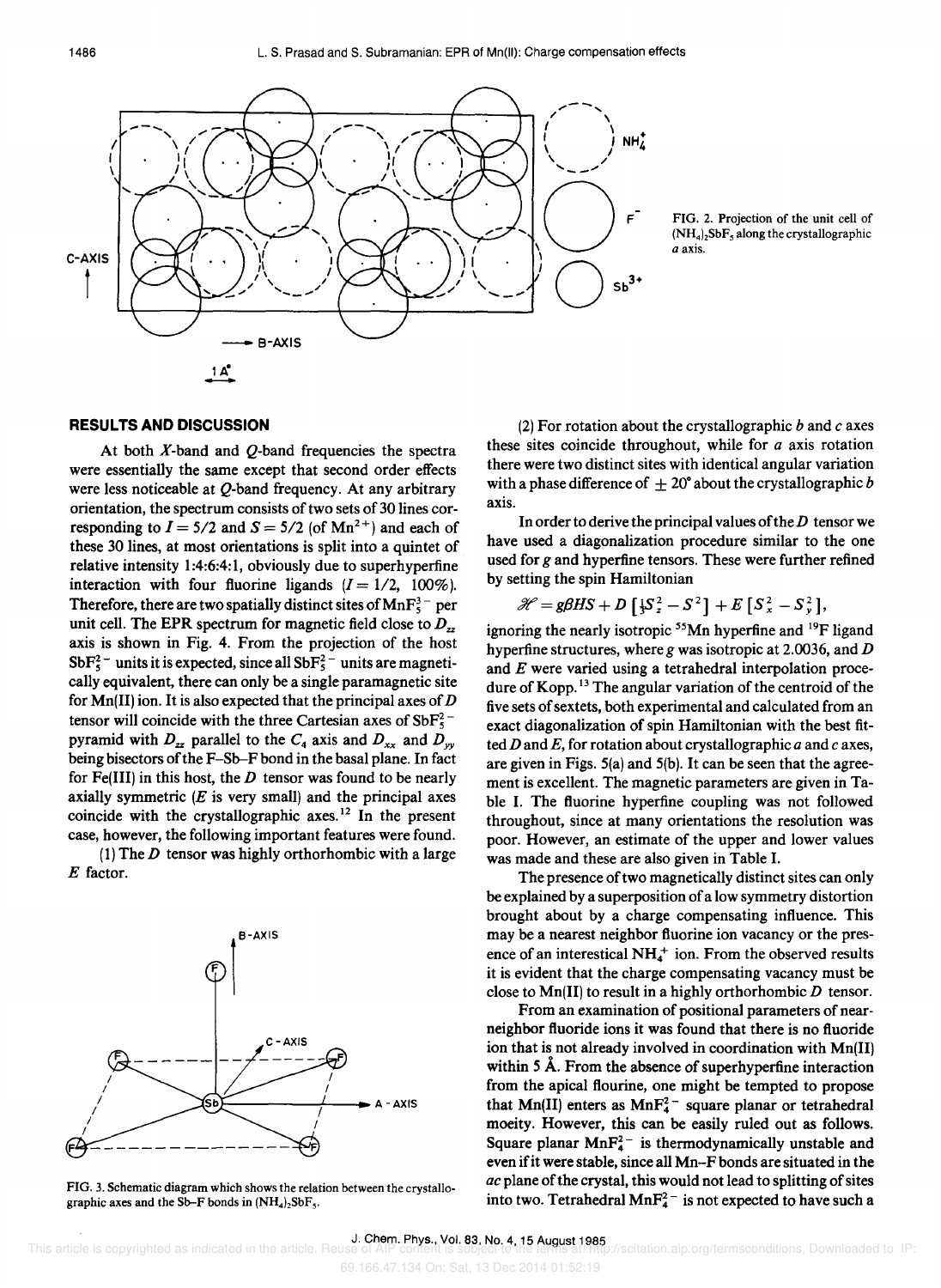FIG. 2. Projection of the unit cell of $(NH_4)_2SbF_5$ along the crystallographic $a$ axis.

FIG. 3. Schematic diagram which shows the relation between the crystallographic axes and the Sb–F bonds in $(NH_4)_2SbF_5$.

## RESULTS AND DISCUSSION

At both $X$-band and $Q$-band frequencies the spectra were essentially the same except that second order effects were less noticeable at $Q$-band frequency. At any arbitrary orientation, the spectrum consists of two sets of 30 lines corresponding to $I = 5/2$ and $S = 5/2$ (of $Mn^{2+}$) and each of these 30 lines, at most orientations is split into a quintet of relative intensity 1:4:6:4:1, obviously due to superhyperfine interaction with four fluorine ligands ($I = 1/2$, 100%). Therefore, there are two spatially distinct sites of $MnF_5^{3-}$ per unit cell. The EPR spectrum for magnetic field close to $D_{zz}$ axis is shown in Fig. 4. From the projection of the host $SbF_5^{2-}$ units it is expected, since all $SbF_5^{2-}$ units are magnetically equivalent, there can only be a single paramagnetic site for Mn(II) ion. It is also expected that the principal axes of $D$ tensor will coincide with the three Cartesian axes of $SbF_5^{2-}$ pyramid with $D_{zz}$ parallel to the $C_4$ axis and $D_{xx}$ and $D_{yy}$ being bisectors of the F–Sb–F bond in the basal plane. In fact for Fe(III) in this host, the $D$ tensor was found to be nearly axially symmetric ($E$ is very small) and the principal axes coincide with the crystallographic axes.[12] In the present case, however, the following important features were found.

(1) The $D$ tensor was highly orthorhombic with a large $E$ factor.

(2) For rotation about the crystallographic $b$ and $c$ axes these sites coincide throughout, while for $a$ axis rotation there were two distinct sites with identical angular variation with a phase difference of $\pm 20°$ about the crystallographic $b$ axis.

In order to derive the principal values of the $D$ tensor we have used a diagonalization procedure similar to the one used for $g$ and hyperfine tensors. These were further refined by setting the spin Hamiltonian

$$\mathscr{H} = g\beta HS + D\left[\tfrac{1}{3}S_z^2 - S^2\right] + E\left[S_x^2 - S_y^2\right],$$

ignoring the nearly isotropic $^{55}$Mn hyperfine and $^{19}$F ligand hyperfine structures, where $g$ was isotropic at 2.0036, and $D$ and $E$ were varied using a tetrahedral interpolation procedure of Kopp.[13] The angular variation of the centroid of the five sets of sextets, both experimental and calculated from an exact diagonalization of spin Hamiltonian with the best fitted $D$ and $E$, for rotation about crystallographic $a$ and $c$ axes, are given in Figs. 5(a) and 5(b). It can be seen that the agreement is excellent. The magnetic parameters are given in Table I. The fluorine hyperfine coupling was not followed throughout, since at many orientations the resolution was poor. However, an estimate of the upper and lower values was made and these are also given in Table I.

The presence of two magnetically distinct sites can only be explained by a superposition of a low symmetry distortion brought about by a charge compensating influence. This may be a nearest neighbor fluorine ion vacancy or the presence of an interestical $NH_4^+$ ion. From the observed results it is evident that the charge compensating vacancy must be close to Mn(II) to result in a highly orthorhombic $D$ tensor.

From an examination of positional parameters of near-neighbor fluoride ions it was found that there is no fluoride ion that is not already involved in coordination with Mn(II) within 5 Å. From the absence of superhyperfine interaction from the apical flourine, one might be tempted to propose that Mn(II) enters as $MnF_4^{2-}$ square planar or tetrahedral moeity. However, this can be easily ruled out as follows. Square planar $MnF_4^{2-}$ is thermodynamically unstable and even if it were stable, since all Mn–F bonds are situated in the $ac$ plane of the crystal, this would not lead to splitting of sites into two. Tetrahedral $MnF_4^{2-}$ is not expected to have such a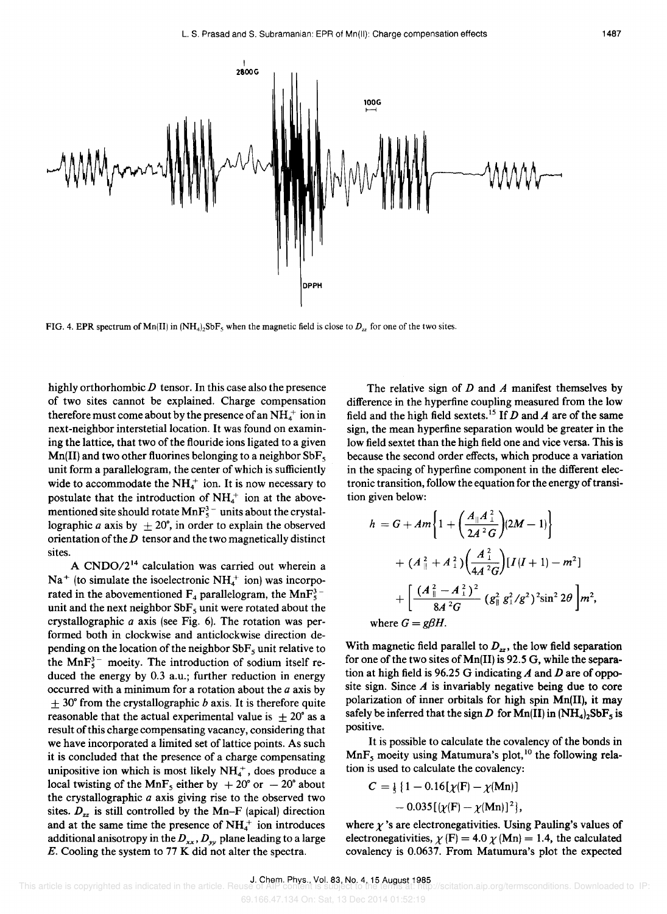FIG. 4. EPR spectrum of Mn(II) in $(NH_4)_2SbF_5$ when the magnetic field is close to $D_{zz}$ for one of the two sites.

highly orthorhombic $D$ tensor. In this case also the presence of two sites cannot be explained. Charge compensation therefore must come about by the presence of an $NH_4^+$ ion in next-neighbor interstetial location. It was found on examining the lattice, that two of the flouride ions ligated to a given Mn(II) and two other fluorines belonging to a neighbor $SbF_5$ unit form a parallelogram, the center of which is sufficiently wide to accommodate the $NH_4^+$ ion. It is now necessary to postulate that the introduction of $NH_4^+$ ion at the abovementioned site should rotate $MnF_5^{3-}$ units about the crystallographic $a$ axis by $\pm 20°$, in order to explain the observed orientation of the $D$ tensor and the two magnetically distinct sites.

A CNDO/2[14] calculation was carried out wherein a $Na^+$ (to simulate the isoelectronic $NH_4^+$ ion) was incorporated in the abovementioned $F_4$ parallelogram, the $MnF_5^{3-}$ unit and the next neighbor $SbF_5$ unit were rotated about the crystallographic $a$ axis (see Fig. 6). The rotation was performed both in clockwise and anticlockwise direction depending on the location of the neighbor $SbF_5$ unit relative to the $MnF_5^{3-}$ moeity. The introduction of sodium itself reduced the energy by 0.3 a.u.; further reduction in energy occurred with a minimum for a rotation about the $a$ axis by $\pm 30°$ from the crystallographic $b$ axis. It is therefore quite reasonable that the actual experimental value is $\pm 20°$ as a result of this charge compensating vacancy, considering that we have incorporated a limited set of lattice points. As such it is concluded that the presence of a charge compensating unipositive ion which is most likely $NH_4^+$, does produce a local twisting of the $MnF_5$ either by $+20°$ or $-20°$ about the crystallographic $a$ axis giving rise to the observed two sites. $D_{zz}$ is still controlled by the Mn–F (apical) direction and at the same time the presence of $NH_4^+$ ion introduces additional anisotropy in the $D_{xx}$, $D_{yy}$ plane leading to a large $E$. Cooling the system to 77 K did not alter the spectra.

The relative sign of $D$ and $A$ manifest themselves by difference in the hyperfine coupling measured from the low field and the high field sextets.[15] If $D$ and $A$ are of the same sign, the mean hyperfine separation would be greater in the low field sextet than the high field one and vice versa. This is because the second order effects, which produce a variation in the spacing of hyperfine component in the different electronic transition, follow the equation for the energy of transition given below:

$$h = G + Am\left\{1 + \left(\frac{A_{\parallel}A_{\perp}^2}{2A^2G}\right)(2M-1)\right\} + (A_{\parallel}^2 + A_{\perp}^2)\left(\frac{A_{\perp}^2}{4A^2G}\right)[I(I+1) - m^2] + \left[\frac{(A_{\parallel}^2 - A_{\perp}^2)^2}{8A^2G}(g_{\parallel}^2 g_{\perp}^2/g^2)^2 \sin^2 2\theta\right]m^2,$$

where $G = g\beta H$.

With magnetic field parallel to $D_{zz}$, the low field separation for one of the two sites of Mn(II) is 92.5 G, while the separation at high field is 96.25 G indicating $A$ and $D$ are of opposite sign. Since $A$ is invariably negative being due to core polarization of inner orbitals for high spin Mn(II), it may safely be inferred that the sign $D$ for Mn(II) in $(NH_4)_2SbF_5$ is positive.

It is possible to calculate the covalency of the bonds in $MnF_5$ moeity using Matumura's plot,[10] the following relation is used to calculate the covalency:

$$C = \tfrac{1}{5}\{1 - 0.16[\chi(\mathrm{F}) - \chi(\mathrm{Mn})] - 0.035[(\chi(\mathrm{F}) - \chi(\mathrm{Mn})]^2\},$$

where $\chi$'s are electronegativities. Using Pauling's values of electronegativities, $\chi(\mathrm{F}) = 4.0$ $\chi(\mathrm{Mn}) = 1.4$, the calculated covalency is 0.0637. From Matumura's plot the expected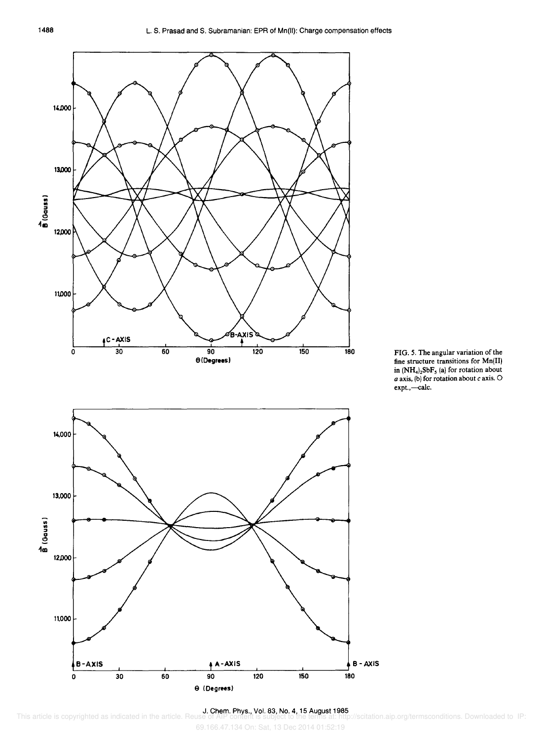FIG. 5. The angular variation of the fine structure transitions for Mn(II) in $(NH_4)_2SbF_5$ (a) for rotation about $a$ axis, (b) for rotation about $c$ axis. O expt.,—calc.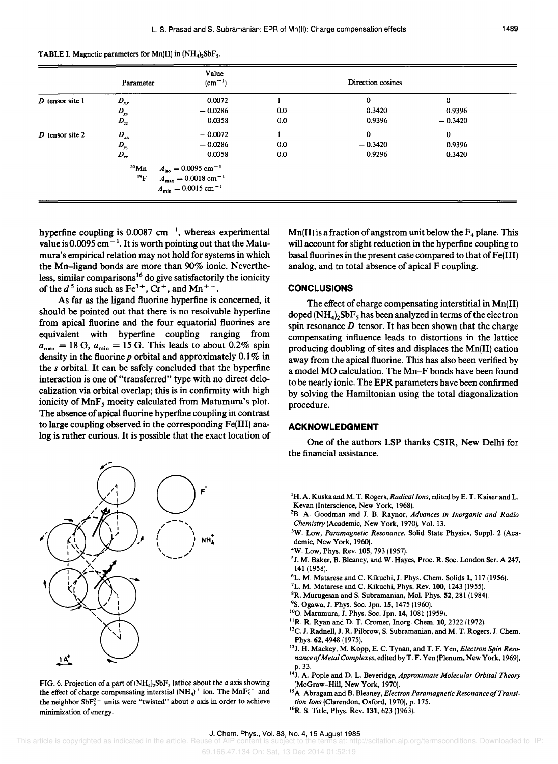TABLE I. Magnetic parameters for Mn(II) in $(NH_4)_2SbF_5$.

| | Parameter | Value ($cm^{-1}$) | Direction cosines | | |
|---|---|---|---|---|---|
| D tensor site 1 | $D_{xx}$ | −0.0072 | 1 | 0 | 0 |
| | $D_{yy}$ | −0.0286 | 0.0 | 0.3420 | 0.9396 |
| | $D_{zz}$ | 0.0358 | 0.0 | 0.9396 | −0.3420 |
| D tensor site 2 | $D_{xx}$ | −0.0072 | 1 | 0 | 0 |
| | $D_{yy}$ | −0.0286 | 0.0 | −0.3420 | 0.9396 |
| | $D_{zz}$ | 0.0358 | 0.0 | 0.9296 | 0.3420 |
| | $^{55}Mn$ | $A_{iso} = 0.0095\ cm^{-1}$ | | | |
| | $^{19}F$ | $A_{max} = 0.0018\ cm^{-1}$ | | | |
| | | $A_{min} = 0.0015\ cm^{-1}$ | | | |

hyperfine coupling is 0.0087 $cm^{-1}$, whereas experimental value is 0.0095 $cm^{-1}$. It is worth pointing out that the Matumura's empirical relation may not hold for systems in which the Mn–ligand bonds are more than 90% ionic. Nevertheless, similar comparisons[16] do give satisfactorily the ionicity of the $d^5$ ions such as $Fe^{3+}$, $Cr^{+}$, and $Mn^{++}$.

As far as the ligand fluorine hyperfine is concerned, it should be pointed out that there is no resolvable hyperfine from apical fluorine and the four equatorial fluorines are equivalent with hyperfine coupling ranging from $a_{max} = 18$ G, $a_{min} = 15$ G. This leads to about 0.2% spin density in the fluorine $p$ orbital and approximately 0.1% in the $s$ orbital. It can be safely concluded that the hyperfine interaction is one of "transferred" type with no direct delocalization via orbital overlap; this is in confirmity with high ionicity of $MnF_5$ moeity calculated from Matumura's plot. The absence of apical fluorine hyperfine coupling in contrast to large coupling observed in the corresponding Fe(III) analog is rather curious. It is possible that the exact location of Mn(II) is a fraction of angstrom unit below the $F_4$ plane. This will account for slight reduction in the hyperfine coupling to basal fluorines in the present case compared to that of Fe(III) analog, and to total absence of apical F coupling.

F⁻

$NH_4^+$

1 A°

FIG. 6. Projection of a part of $(NH_4)_2SbF_5$ lattice about the $a$ axis showing the effect of charge compensating interstial $(NH_4)^+$ ion. The $MnF_5^{3-}$ and the neighbor $SbF_5^{2-}$ units were "twisted" about $a$ axis in order to achieve minimization of energy.

## CONCLUSIONS

The effect of charge compensating interstitial in Mn(II) doped $(NH_4)_2SbF_5$ has been analyzed in terms of the electron spin resonance $D$ tensor. It has been shown that the charge compensating influence leads to distortions in the lattice producing doubling of sites and displaces the Mn(II) cation away from the apical fluorine. This has also been verified by a model MO calculation. The Mn–F bonds have been found to be nearly ionic. The EPR parameters have been confirmed by solving the Hamiltonian using the total diagonalization procedure.

## ACKNOWLEDGMENT

One of the authors LSP thanks CSIR, New Delhi for the financial assistance.

[1] H. A. Kuska and M. T. Rogers, *Radical Ions*, edited by E. T. Kaiser and L. Kevan (Interscience, New York, 1968).
[2] B. A. Goodman and J. B. Raynor, *Advances in Inorganic and Radio Chemistry* (Academic, New York, 1970), Vol. 13.
[3] W. Low, *Paramagnetic Resonance*, Solid State Physics, Suppl. 2 (Academic, New York, 1960).
[4] W. Low, Phys. Rev. **105**, 793 (1957).
[5] J. M. Baker, B. Bleaney, and W. Hayes, Proc. R. Soc. London Ser. A **247**, 141 (1958).
[6] L. M. Matarese and C. Kikuchi, J. Phys. Chem. Solids **1**, 117 (1956).
[7] L. M. Matarese and C. Kikuchi, Phys. Rev. **100**, 1243 (1955).
[8] R. Murugesan and S. Subramanian, Mol. Phys. **52**, 281 (1984).
[9] S. Ogawa, J. Phys. Soc. Jpn. **15**, 1475 (1960).
[10] O. Matumura, J. Phys. Soc. Jpn. **14**, 1081 (1959).
[11] R. R. Ryan and D. T. Cromer, Inorg. Chem. **10**, 2322 (1972).
[12] C. J. Radnell, J. R. Pilbrow, S. Subramanian, and M. T. Rogers, J. Chem. Phys. **62**, 4948 (1975).
[13] J. H. Mackey, M. Kopp, E. C. Tynan, and T. F. Yen, *Electron Spin Resonance of Metal Complexes*, edited by T. F. Yen (Plenum, New York, 1969), p. 33.
[14] J. A. Pople and D. L. Beveridge, *Approximate Molecular Orbital Theory* (McGraw-Hill, New York, 1970).
[15] A. Abragam and B. Bleaney, *Electron Paramagnetic Resonance of Transition Ions* (Clarendon, Oxford, 1970), p. 175.
[16] R. S. Title, Phys. Rev. **131**, 623 (1963).